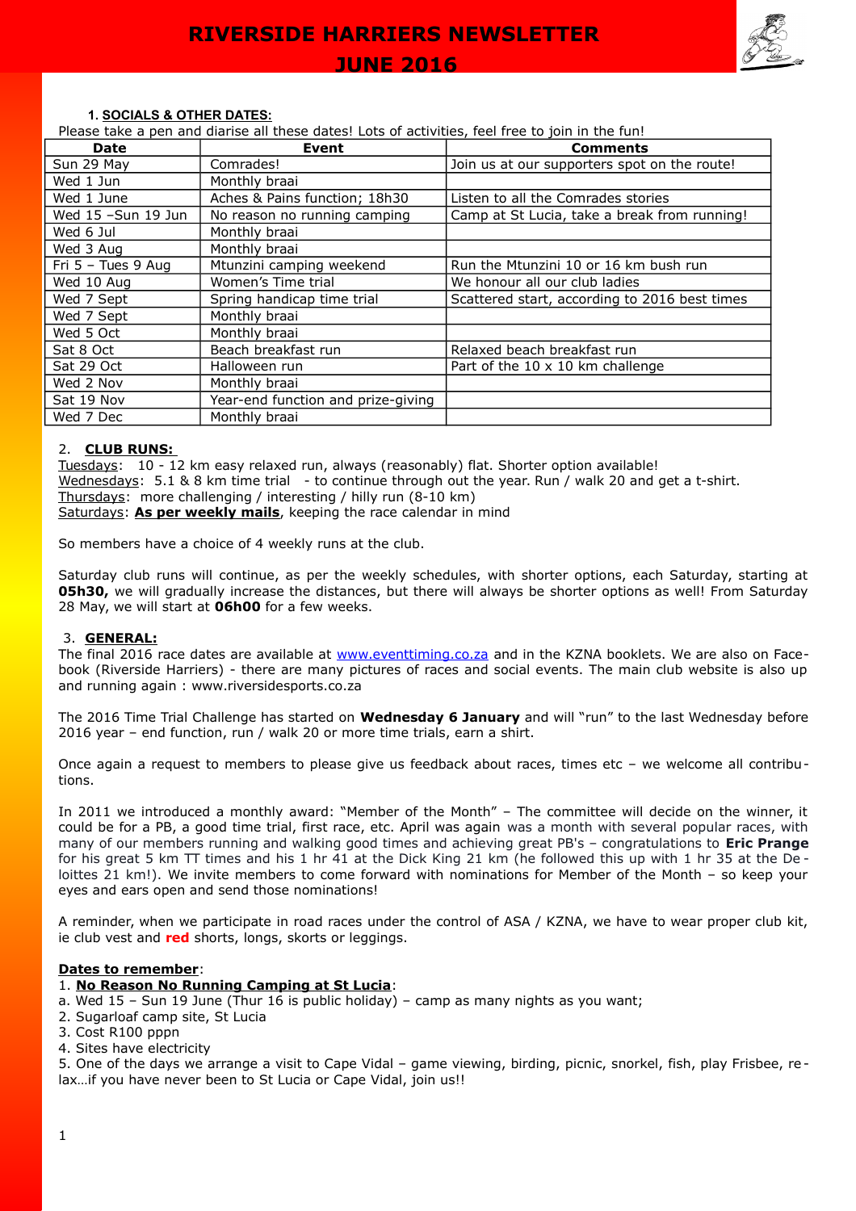# RIVERSIDE HARRIERS NEWSLETTER
# JUNE 2016

### 1. SOCIALS & OTHER DATES:

Please take a pen and diarise all these dates! Lots of activities, feel free to join in the fun!

| Date | Event | Comments |
|---|---|---|
| Sun 29 May | Comrades! | Join us at our supporters spot on the route! |
| Wed 1 Jun | Monthly braai | |
| Wed 1 June | Aches & Pains function; 18h30 | Listen to all the Comrades stories |
| Wed 15 –Sun 19 Jun | No reason no running camping | Camp at St Lucia, take a break from running! |
| Wed 6 Jul | Monthly braai | |
| Wed 3 Aug | Monthly braai | |
| Fri 5 – Tues 9 Aug | Mtunzini camping weekend | Run the Mtunzini 10 or 16 km bush run |
| Wed 10 Aug | Women's Time trial | We honour all our club ladies |
| Wed 7 Sept | Spring handicap time trial | Scattered start, according to 2016 best times |
| Wed 7 Sept | Monthly braai | |
| Wed 5 Oct | Monthly braai | |
| Sat 8 Oct | Beach breakfast run | Relaxed beach breakfast run |
| Sat 29 Oct | Halloween run | Part of the 10 x 10 km challenge |
| Wed 2 Nov | Monthly braai | |
| Sat 19 Nov | Year-end function and prize-giving | |
| Wed 7 Dec | Monthly braai | |

### 2. CLUB RUNS:

Tuesdays: 10 - 12 km easy relaxed run, always (reasonably) flat. Shorter option available!
Wednesdays: 5.1 & 8 km time trial - to continue through out the year. Run / walk 20 and get a t-shirt.
Thursdays: more challenging / interesting / hilly run (8-10 km)
Saturdays: **As per weekly mails**, keeping the race calendar in mind

So members have a choice of 4 weekly runs at the club.

Saturday club runs will continue, as per the weekly schedules, with shorter options, each Saturday, starting at **05h30,** we will gradually increase the distances, but there will always be shorter options as well! From Saturday 28 May, we will start at **06h00** for a few weeks.

### 3. GENERAL:

The final 2016 race dates are available at www.eventtiming.co.za and in the KZNA booklets. We are also on Facebook (Riverside Harriers) - there are many pictures of races and social events. The main club website is also up and running again : www.riversidesports.co.za

The 2016 Time Trial Challenge has started on **Wednesday 6 January** and will "run" to the last Wednesday before 2016 year – end function, run / walk 20 or more time trials, earn a shirt.

Once again a request to members to please give us feedback about races, times etc – we welcome all contributions.

In 2011 we introduced a monthly award: "Member of the Month" – The committee will decide on the winner, it could be for a PB, a good time trial, first race, etc. April was again was a month with several popular races, with many of our members running and walking good times and achieving great PB's – congratulations to **Eric Prange** for his great 5 km TT times and his 1 hr 41 at the Dick King 21 km (he followed this up with 1 hr 35 at the Deloittes 21 km!). We invite members to come forward with nominations for Member of the Month – so keep your eyes and ears open and send those nominations!

A reminder, when we participate in road races under the control of ASA / KZNA, we have to wear proper club kit, ie club vest and **red** shorts, longs, skorts or leggings.

**Dates to remember**:

1. **No Reason No Running Camping at St Lucia**:

a. Wed 15 – Sun 19 June (Thur 16 is public holiday) – camp as many nights as you want;
2. Sugarloaf camp site, St Lucia
3. Cost R100 pppn
4. Sites have electricity
5. One of the days we arrange a visit to Cape Vidal – game viewing, birding, picnic, snorkel, fish, play Frisbee, relax…if you have never been to St Lucia or Cape Vidal, join us!!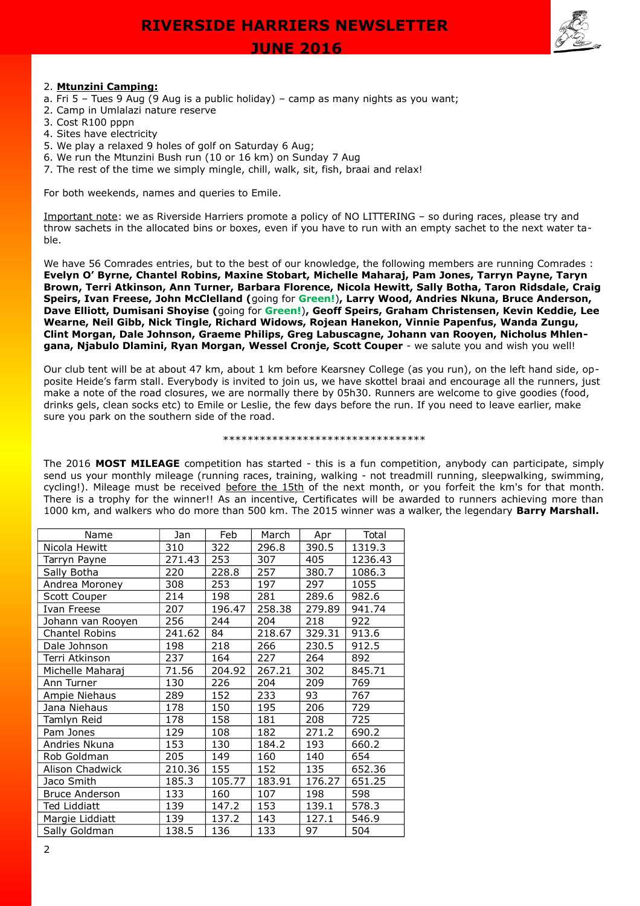2. **Mtunzini Camping:**

a. Fri 5 – Tues 9 Aug (9 Aug is a public holiday) – camp as many nights as you want;
2. Camp in Umlalazi nature reserve
3. Cost R100 pppn
4. Sites have electricity
5. We play a relaxed 9 holes of golf on Saturday 6 Aug;
6. We run the Mtunzini Bush run (10 or 16 km) on Sunday 7 Aug
7. The rest of the time we simply mingle, chill, walk, sit, fish, braai and relax!

For both weekends, names and queries to Emile.

Important note: we as Riverside Harriers promote a policy of NO LITTERING – so during races, please try and throw sachets in the allocated bins or boxes, even if you have to run with an empty sachet to the next water table.

We have 56 Comrades entries, but to the best of our knowledge, the following members are running Comrades : **Evelyn O' Byrne, Chantel Robins, Maxine Stobart, Michelle Maharaj, Pam Jones, Tarryn Payne, Taryn Brown, Terri Atkinson, Ann Turner, Barbara Florence, Nicola Hewitt, Sally Botha, Taron Ridsdale, Craig Speirs, Ivan Freese, John McClelland (**going for **Green!**)**, Larry Wood, Andries Nkuna, Bruce Anderson, Dave Elliott, Dumisani Shoyise (**going for **Green!**)**, Geoff Speirs, Graham Christensen, Kevin Keddie, Lee Wearne, Neil Gibb, Nick Tingle, Richard Widows, Rojean Hanekon, Vinnie Papenfus, Wanda Zungu, Clint Morgan, Dale Johnson, Graeme Philips, Greg Labuscagne, Johann van Rooyen, Nicholus Mhlengana, Njabulo Dlamini, Ryan Morgan, Wessel Cronje, Scott Couper** - we salute you and wish you well!

Our club tent will be at about 47 km, about 1 km before Kearsney College (as you run), on the left hand side, opposite Heide's farm stall. Everybody is invited to join us, we have skottel braai and encourage all the runners, just make a note of the road closures, we are normally there by 05h30. Runners are welcome to give goodies (food, drinks gels, clean socks etc) to Emile or Leslie, the few days before the run. If you need to leave earlier, make sure you park on the southern side of the road.

*********************************

The 2016 **MOST MILEAGE** competition has started - this is a fun competition, anybody can participate, simply send us your monthly mileage (running races, training, walking - not treadmill running, sleepwalking, swimming, cycling!). Mileage must be received before the 15th of the next month, or you forfeit the km's for that month. There is a trophy for the winner!! As an incentive, Certificates will be awarded to runners achieving more than 1000 km, and walkers who do more than 500 km. The 2015 winner was a walker, the legendary **Barry Marshall.**

| Name | Jan | Feb | March | Apr | Total |
|---|---|---|---|---|---|
| Nicola Hewitt | 310 | 322 | 296.8 | 390.5 | 1319.3 |
| Tarryn Payne | 271.43 | 253 | 307 | 405 | 1236.43 |
| Sally Botha | 220 | 228.8 | 257 | 380.7 | 1086.3 |
| Andrea Moroney | 308 | 253 | 197 | 297 | 1055 |
| Scott Couper | 214 | 198 | 281 | 289.6 | 982.6 |
| Ivan Freese | 207 | 196.47 | 258.38 | 279.89 | 941.74 |
| Johann van Rooyen | 256 | 244 | 204 | 218 | 922 |
| Chantel Robins | 241.62 | 84 | 218.67 | 329.31 | 913.6 |
| Dale Johnson | 198 | 218 | 266 | 230.5 | 912.5 |
| Terri Atkinson | 237 | 164 | 227 | 264 | 892 |
| Michelle Maharaj | 71.56 | 204.92 | 267.21 | 302 | 845.71 |
| Ann Turner | 130 | 226 | 204 | 209 | 769 |
| Ampie Niehaus | 289 | 152 | 233 | 93 | 767 |
| Jana Niehaus | 178 | 150 | 195 | 206 | 729 |
| Tamlyn Reid | 178 | 158 | 181 | 208 | 725 |
| Pam Jones | 129 | 108 | 182 | 271.2 | 690.2 |
| Andries Nkuna | 153 | 130 | 184.2 | 193 | 660.2 |
| Rob Goldman | 205 | 149 | 160 | 140 | 654 |
| Alison Chadwick | 210.36 | 155 | 152 | 135 | 652.36 |
| Jaco Smith | 185.3 | 105.77 | 183.91 | 176.27 | 651.25 |
| Bruce Anderson | 133 | 160 | 107 | 198 | 598 |
| Ted Liddiatt | 139 | 147.2 | 153 | 139.1 | 578.3 |
| Margie Liddiatt | 139 | 137.2 | 143 | 127.1 | 546.9 |
| Sally Goldman | 138.5 | 136 | 133 | 97 | 504 |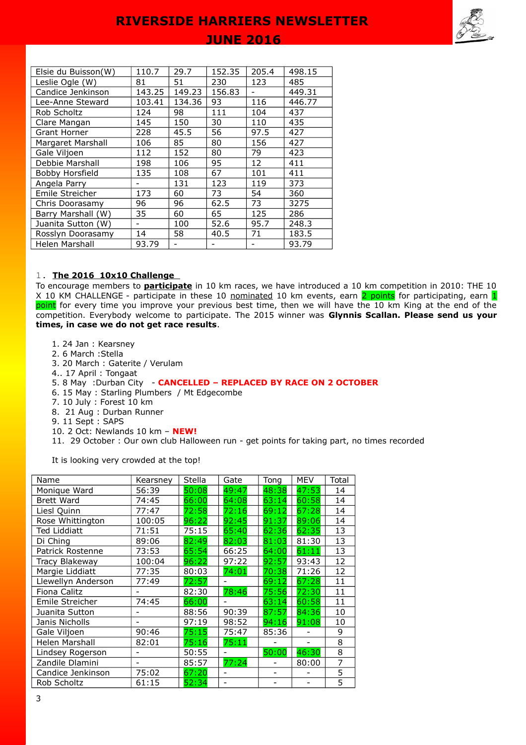| Elsie du Buisson(W) | 110.7 | 29.7 | 152.35 | 205.4 | 498.15 |
|---|---|---|---|---|---|
| Leslie Ogle (W) | 81 | 51 | 230 | 123 | 485 |
| Candice Jenkinson | 143.25 | 149.23 | 156.83 | - | 449.31 |
| Lee-Anne Steward | 103.41 | 134.36 | 93 | 116 | 446.77 |
| Rob Scholtz | 124 | 98 | 111 | 104 | 437 |
| Clare Mangan | 145 | 150 | 30 | 110 | 435 |
| Grant Horner | 228 | 45.5 | 56 | 97.5 | 427 |
| Margaret Marshall | 106 | 85 | 80 | 156 | 427 |
| Gale Viljoen | 112 | 152 | 80 | 79 | 423 |
| Debbie Marshall | 198 | 106 | 95 | 12 | 411 |
| Bobby Horsfield | 135 | 108 | 67 | 101 | 411 |
| Angela Parry | - | 131 | 123 | 119 | 373 |
| Emile Streicher | 173 | 60 | 73 | 54 | 360 |
| Chris Doorasamy | 96 | 96 | 62.5 | 73 | 3275 |
| Barry Marshall (W) | 35 | 60 | 65 | 125 | 286 |
| Juanita Sutton (W) | - | 100 | 52.6 | 95.7 | 248.3 |
| Rosslyn Doorasamy | 14 | 58 | 40.5 | 71 | 183.5 |
| Helen Marshall | 93.79 | - | - | - | 93.79 |

## 1. The 2016 10x10 Challenge

To encourage members to **participate** in 10 km races, we have introduced a 10 km competition in 2010: THE 10 X 10 KM CHALLENGE - participate in these 10 nominated 10 km events, earn 2 points for participating, earn 1 point for every time you improve your previous best time, then we will have the 10 km King at the end of the competition. Everybody welcome to participate. The 2015 winner was **Glynnis Scallan. Please send us your times, in case we do not get race results**.

1. 24 Jan : Kearsney
2. 6 March :Stella
3. 20 March : Gaterite / Verulam
4.. 17 April : Tongaat
5. 8 May :Durban City - **CANCELLED – REPLACED BY RACE ON 2 OCTOBER**
6. 15 May : Starling Plumbers / Mt Edgecombe
7. 10 July : Forest 10 km
8. 21 Aug : Durban Runner
9. 11 Sept : SAPS
10. 2 Oct: Newlands 10 km – **NEW!**
11. 29 October : Our own club Halloween run - get points for taking part, no times recorded

It is looking very crowded at the top!

| Name | Kearsney | Stella | Gate | Tong | MEV | Total |
|---|---|---|---|---|---|---|
| Monique Ward | 56:39 | 50:08 | 49:47 | 48:38 | 47:53 | 14 |
| Brett Ward | 74:45 | 66:00 | 64:08 | 63:14 | 60:58 | 14 |
| Liesl Quinn | 77:47 | 72:58 | 72:16 | 69:12 | 67:28 | 14 |
| Rose Whittington | 100:05 | 96:22 | 92:45 | 91:37 | 89:06 | 14 |
| Ted Liddiatt | 71:51 | 75:15 | 65:40 | 62:36 | 62:35 | 13 |
| Di Ching | 89:06 | 82:49 | 82:03 | 81:03 | 81:30 | 13 |
| Patrick Rostenne | 73:53 | 65:54 | 66:25 | 64:00 | 61:11 | 13 |
| Tracy Blakeway | 100:04 | 96:22 | 97:22 | 92:57 | 93:43 | 12 |
| Margie Liddiatt | 77:35 | 80:03 | 74:01 | 70:38 | 71:26 | 12 |
| Llewellyn Anderson | 77:49 | 72:57 | - | 69:12 | 67:28 | 11 |
| Fiona Calitz | - | 82:30 | 78:46 | 75:56 | 72:30 | 11 |
| Emile Streicher | 74:45 | 66:00 | - | 63:14 | 60:58 | 11 |
| Juanita Sutton | - | 88:56 | 90:39 | 87:57 | 84:36 | 10 |
| Janis Nicholls | - | 97:19 | 98:52 | 94:16 | 91:08 | 10 |
| Gale Viljoen | 90:46 | 75:15 | 75:47 | 85:36 | - | 9 |
| Helen Marshall | 82:01 | 75:16 | 75:11 | - | - | 8 |
| Lindsey Rogerson | - | 50:55 | - | 50:00 | 46:30 | 8 |
| Zandile Dlamini | - | 85:57 | 77:24 | - | 80:00 | 7 |
| Candice Jenkinson | 75:02 | 67:20 | - | - | - | 5 |
| Rob Scholtz | 61:15 | 52:34 | - | - | - | 5 |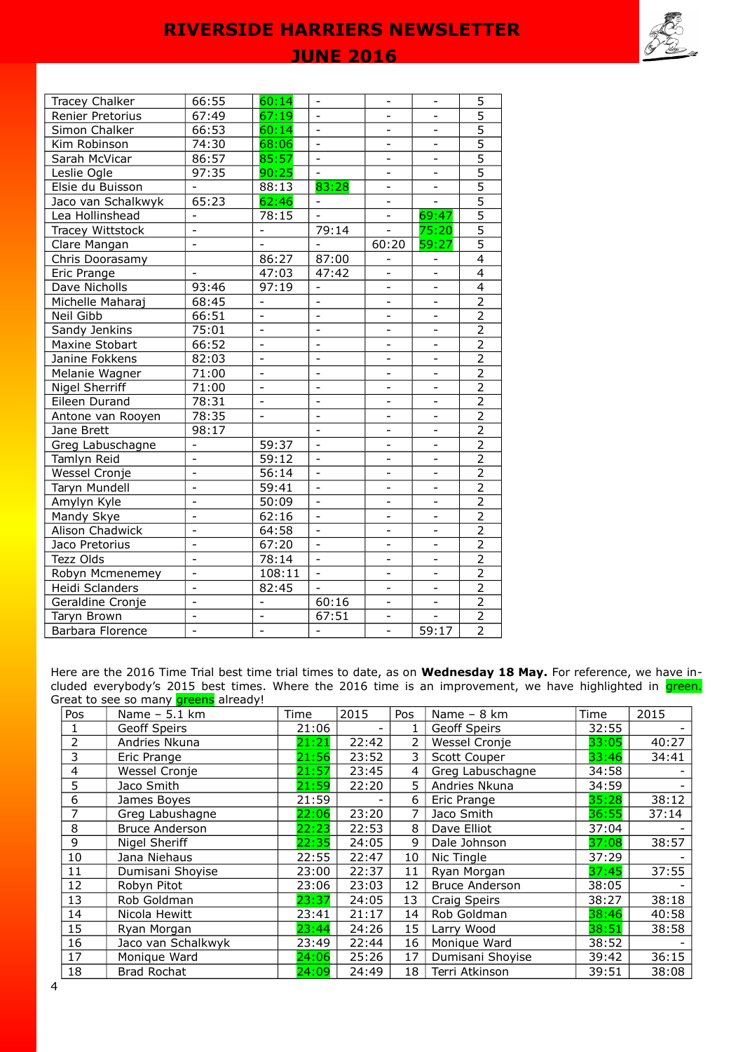| | | | | | | |
|---|---|---|---|---|---|---|
| Tracey Chalker | 66:55 | 60:14 | - | - | - | 5 |
| Renier Pretorius | 67:49 | 67:19 | - | - | - | 5 |
| Simon Chalker | 66:53 | 60:14 | - | - | - | 5 |
| Kim Robinson | 74:30 | 68:06 | - | - | - | 5 |
| Sarah McVicar | 86:57 | 85:57 | - | - | - | 5 |
| Leslie Ogle | 97:35 | 90:25 | - | - | - | 5 |
| Elsie du Buisson | - | 88:13 | 83:28 | - | - | 5 |
| Jaco van Schalkwyk | 65:23 | 62:46 | - | - | - | 5 |
| Lea Hollinshead | - | 78:15 | - | - | 69:47 | 5 |
| Tracey Wittstock | - | - | 79:14 | - | 75:20 | 5 |
| Clare Mangan | - | - | - | 60:20 | 59:27 | 5 |
| Chris Doorasamy | | 86:27 | 87:00 | - | - | 4 |
| Eric Prange | - | 47:03 | 47:42 | - | - | 4 |
| Dave Nicholls | 93:46 | 97:19 | - | - | - | 4 |
| Michelle Maharaj | 68:45 | - | - | - | - | 2 |
| Neil Gibb | 66:51 | - | - | - | - | 2 |
| Sandy Jenkins | 75:01 | - | - | - | - | 2 |
| Maxine Stobart | 66:52 | - | - | - | - | 2 |
| Janine Fokkens | 82:03 | - | - | - | - | 2 |
| Melanie Wagner | 71:00 | - | - | - | - | 2 |
| Nigel Sherriff | 71:00 | - | - | - | - | 2 |
| Eileen Durand | 78:31 | - | - | - | - | 2 |
| Antone van Rooyen | 78:35 | - | - | - | - | 2 |
| Jane Brett | 98:17 | | - | - | - | 2 |
| Greg Labuschagne | - | 59:37 | - | - | - | 2 |
| Tamlyn Reid | - | 59:12 | - | - | - | 2 |
| Wessel Cronje | - | 56:14 | - | - | - | 2 |
| Taryn Mundell | - | 59:41 | - | - | - | 2 |
| Amylyn Kyle | - | 50:09 | - | - | - | 2 |
| Mandy Skye | - | 62:16 | - | - | - | 2 |
| Alison Chadwick | - | 64:58 | - | - | - | 2 |
| Jaco Pretorius | - | 67:20 | - | - | - | 2 |
| Tezz Olds | - | 78:14 | - | - | - | 2 |
| Robyn Mcmenemey | - | 108:11 | - | - | - | 2 |
| Heidi Sclanders | - | 82:45 | - | - | - | 2 |
| Geraldine Cronje | - | - | 60:16 | - | - | 2 |
| Taryn Brown | - | - | 67:51 | - | - | 2 |
| Barbara Florence | - | - | - | - | 59:17 | 2 |

Here are the 2016 Time Trial best time trial times to date, as on **Wednesday 18 May.** For reference, we have included everybody's 2015 best times. Where the 2016 time is an improvement, we have highlighted in green. Great to see so many greens already!

| Pos | Name – 5.1 km | Time | 2015 | Pos | Name – 8 km | Time | 2015 |
|---|---|---|---|---|---|---|---|
| 1 | Geoff Speirs | 21:06 | - | 1 | Geoff Speirs | 32:55 | - |
| 2 | Andries Nkuna | 21:21 | 22:42 | 2 | Wessel Cronje | 33:05 | 40:27 |
| 3 | Eric Prange | 21:56 | 23:52 | 3 | Scott Couper | 33:46 | 34:41 |
| 4 | Wessel Cronje | 21:57 | 23:45 | 4 | Greg Labuschagne | 34:58 | - |
| 5 | Jaco Smith | 21:59 | 22:20 | 5 | Andries Nkuna | 34:59 | - |
| 6 | James Boyes | 21:59 | - | 6 | Eric Prange | 35:28 | 38:12 |
| 7 | Greg Labushagne | 22:06 | 23:20 | 7 | Jaco Smith | 36:55 | 37:14 |
| 8 | Bruce Anderson | 22:23 | 22:53 | 8 | Dave Elliot | 37:04 | - |
| 9 | Nigel Sheriff | 22:35 | 24:05 | 9 | Dale Johnson | 37:08 | 38:57 |
| 10 | Jana Niehaus | 22:55 | 22:47 | 10 | Nic Tingle | 37:29 | - |
| 11 | Dumisani Shoyise | 23:00 | 22:37 | 11 | Ryan Morgan | 37:45 | 37:55 |
| 12 | Robyn Pitot | 23:06 | 23:03 | 12 | Bruce Anderson | 38:05 | - |
| 13 | Rob Goldman | 23:37 | 24:05 | 13 | Craig Speirs | 38:27 | 38:18 |
| 14 | Nicola Hewitt | 23:41 | 21:17 | 14 | Rob Goldman | 38:46 | 40:58 |
| 15 | Ryan Morgan | 23:44 | 24:26 | 15 | Larry Wood | 38:51 | 38:58 |
| 16 | Jaco van Schalkwyk | 23:49 | 22:44 | 16 | Monique Ward | 38:52 | - |
| 17 | Monique Ward | 24:06 | 25:26 | 17 | Dumisani Shoyise | 39:42 | 36:15 |
| 18 | Brad Rochat | 24:09 | 24:49 | 18 | Terri Atkinson | 39:51 | 38:08 |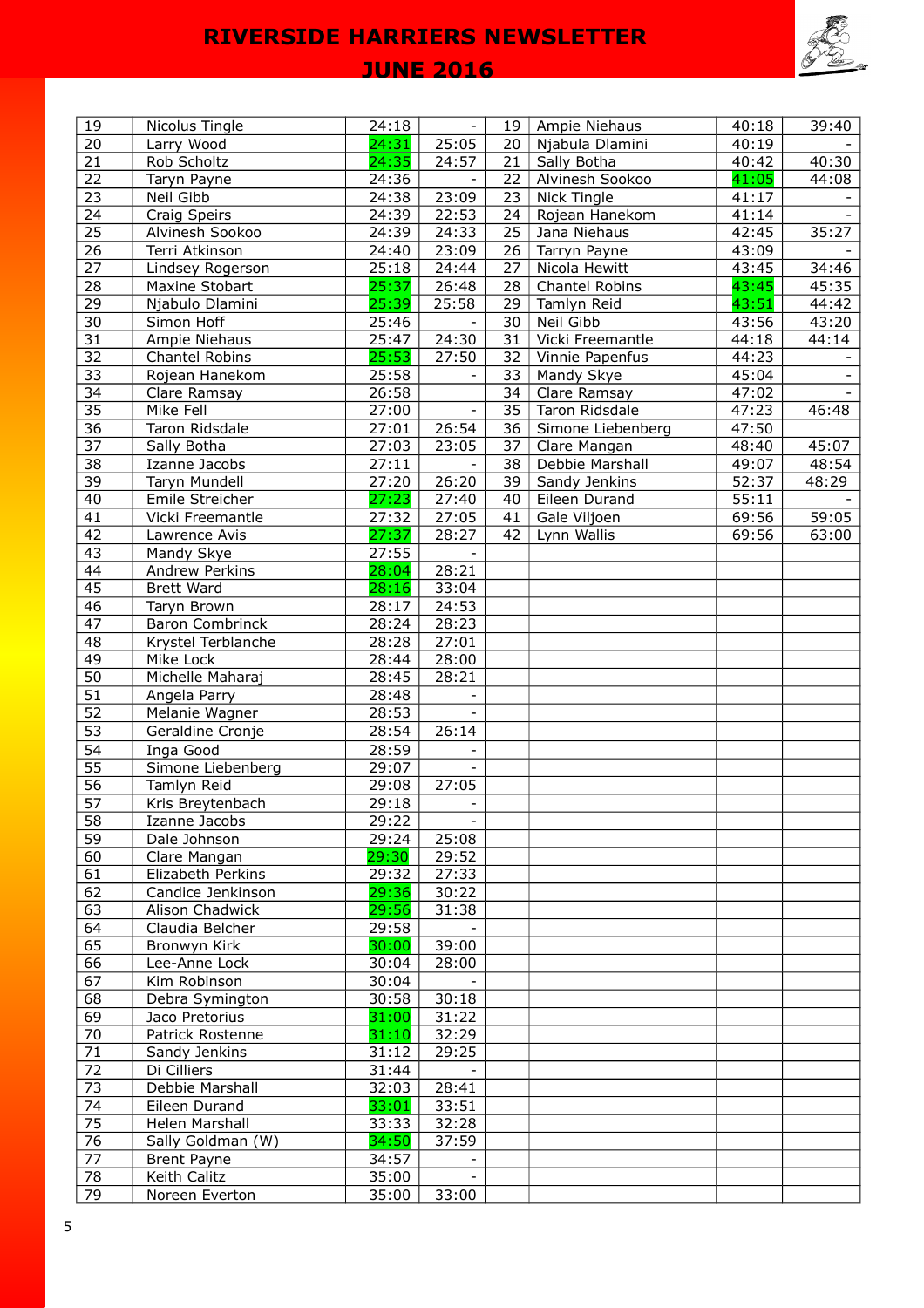| | | | | | | | |
|---|---|---|---|---|---|---|---|
| 19 | Nicolus Tingle | 24:18 | - | 19 | Ampie Niehaus | 40:18 | 39:40 |
| 20 | Larry Wood | 24:31 | 25:05 | 20 | Njabula Dlamini | 40:19 | - |
| 21 | Rob Scholtz | 24:35 | 24:57 | 21 | Sally Botha | 40:42 | 40:30 |
| 22 | Taryn Payne | 24:36 | - | 22 | Alvinesh Sookoo | 41:05 | 44:08 |
| 23 | Neil Gibb | 24:38 | 23:09 | 23 | Nick Tingle | 41:17 | - |
| 24 | Craig Speirs | 24:39 | 22:53 | 24 | Rojean Hanekom | 41:14 | - |
| 25 | Alvinesh Sookoo | 24:39 | 24:33 | 25 | Jana Niehaus | 42:45 | 35:27 |
| 26 | Terri Atkinson | 24:40 | 23:09 | 26 | Tarryn Payne | 43:09 | - |
| 27 | Lindsey Rogerson | 25:18 | 24:44 | 27 | Nicola Hewitt | 43:45 | 34:46 |
| 28 | Maxine Stobart | 25:37 | 26:48 | 28 | Chantel Robins | 43:45 | 45:35 |
| 29 | Njabulo Dlamini | 25:39 | 25:58 | 29 | Tamlyn Reid | 43:51 | 44:42 |
| 30 | Simon Hoff | 25:46 | - | 30 | Neil Gibb | 43:56 | 43:20 |
| 31 | Ampie Niehaus | 25:47 | 24:30 | 31 | Vicki Freemantle | 44:18 | 44:14 |
| 32 | Chantel Robins | 25:53 | 27:50 | 32 | Vinnie Papenfus | 44:23 | - |
| 33 | Rojean Hanekom | 25:58 | - | 33 | Mandy Skye | 45:04 | - |
| 34 | Clare Ramsay | 26:58 | | 34 | Clare Ramsay | 47:02 | - |
| 35 | Mike Fell | 27:00 | - | 35 | Taron Ridsdale | 47:23 | 46:48 |
| 36 | Taron Ridsdale | 27:01 | 26:54 | 36 | Simone Liebenberg | 47:50 | |
| 37 | Sally Botha | 27:03 | 23:05 | 37 | Clare Mangan | 48:40 | 45:07 |
| 38 | Izanne Jacobs | 27:11 | - | 38 | Debbie Marshall | 49:07 | 48:54 |
| 39 | Taryn Mundell | 27:20 | 26:20 | 39 | Sandy Jenkins | 52:37 | 48:29 |
| 40 | Emile Streicher | 27:23 | 27:40 | 40 | Eileen Durand | 55:11 | - |
| 41 | Vicki Freemantle | 27:32 | 27:05 | 41 | Gale Viljoen | 69:56 | 59:05 |
| 42 | Lawrence Avis | 27:37 | 28:27 | 42 | Lynn Wallis | 69:56 | 63:00 |
| 43 | Mandy Skye | 27:55 | - | | | | |
| 44 | Andrew Perkins | 28:04 | 28:21 | | | | |
| 45 | Brett Ward | 28:16 | 33:04 | | | | |
| 46 | Taryn Brown | 28:17 | 24:53 | | | | |
| 47 | Baron Combrinck | 28:24 | 28:23 | | | | |
| 48 | Krystel Terblanche | 28:28 | 27:01 | | | | |
| 49 | Mike Lock | 28:44 | 28:00 | | | | |
| 50 | Michelle Maharaj | 28:45 | 28:21 | | | | |
| 51 | Angela Parry | 28:48 | - | | | | |
| 52 | Melanie Wagner | 28:53 | - | | | | |
| 53 | Geraldine Cronje | 28:54 | 26:14 | | | | |
| 54 | Inga Good | 28:59 | - | | | | |
| 55 | Simone Liebenberg | 29:07 | - | | | | |
| 56 | Tamlyn Reid | 29:08 | 27:05 | | | | |
| 57 | Kris Breytenbach | 29:18 | - | | | | |
| 58 | Izanne Jacobs | 29:22 | - | | | | |
| 59 | Dale Johnson | 29:24 | 25:08 | | | | |
| 60 | Clare Mangan | 29:30 | 29:52 | | | | |
| 61 | Elizabeth Perkins | 29:32 | 27:33 | | | | |
| 62 | Candice Jenkinson | 29:36 | 30:22 | | | | |
| 63 | Alison Chadwick | 29:56 | 31:38 | | | | |
| 64 | Claudia Belcher | 29:58 | - | | | | |
| 65 | Bronwyn Kirk | 30:00 | 39:00 | | | | |
| 66 | Lee-Anne Lock | 30:04 | 28:00 | | | | |
| 67 | Kim Robinson | 30:04 | - | | | | |
| 68 | Debra Symington | 30:58 | 30:18 | | | | |
| 69 | Jaco Pretorius | 31:00 | 31:22 | | | | |
| 70 | Patrick Rostenne | 31:10 | 32:29 | | | | |
| 71 | Sandy Jenkins | 31:12 | 29:25 | | | | |
| 72 | Di Cilliers | 31:44 | - | | | | |
| 73 | Debbie Marshall | 32:03 | 28:41 | | | | |
| 74 | Eileen Durand | 33:01 | 33:51 | | | | |
| 75 | Helen Marshall | 33:33 | 32:28 | | | | |
| 76 | Sally Goldman (W) | 34:50 | 37:59 | | | | |
| 77 | Brent Payne | 34:57 | - | | | | |
| 78 | Keith Calitz | 35:00 | - | | | | |
| 79 | Noreen Everton | 35:00 | 33:00 | | | | |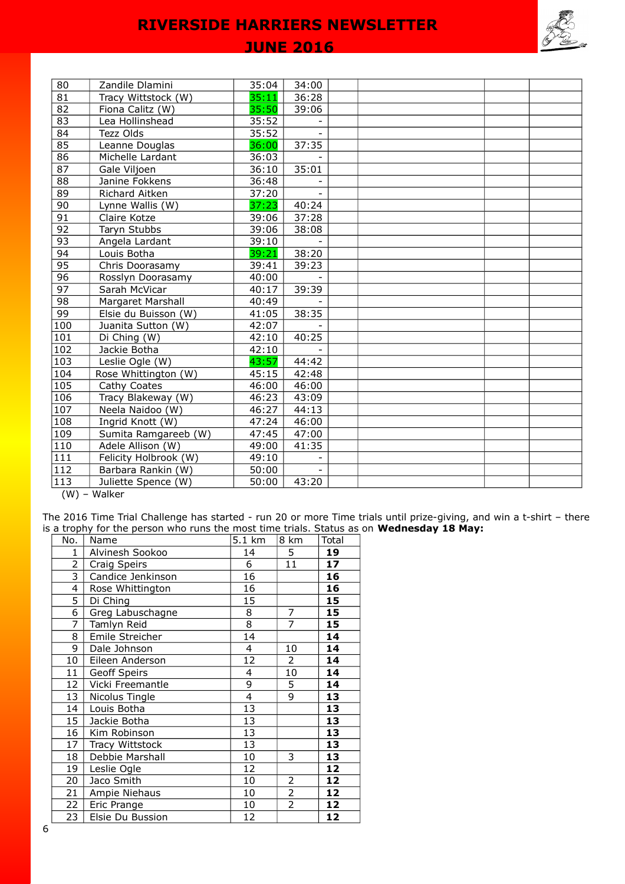| | | | | | | | |
|---|---|---|---|---|---|---|---|
| 80 | Zandile Dlamini | 35:04 | 34:00 | | | | |
| 81 | Tracy Wittstock (W) | 35:11 | 36:28 | | | | |
| 82 | Fiona Calitz (W) | 35:50 | 39:06 | | | | |
| 83 | Lea Hollinshead | 35:52 | - | | | | |
| 84 | Tezz Olds | 35:52 | - | | | | |
| 85 | Leanne Douglas | 36:00 | 37:35 | | | | |
| 86 | Michelle Lardant | 36:03 | - | | | | |
| 87 | Gale Viljoen | 36:10 | 35:01 | | | | |
| 88 | Janine Fokkens | 36:48 | - | | | | |
| 89 | Richard Aitken | 37:20 | - | | | | |
| 90 | Lynne Wallis (W) | 37:23 | 40:24 | | | | |
| 91 | Claire Kotze | 39:06 | 37:28 | | | | |
| 92 | Taryn Stubbs | 39:06 | 38:08 | | | | |
| 93 | Angela Lardant | 39:10 | - | | | | |
| 94 | Louis Botha | 39:21 | 38:20 | | | | |
| 95 | Chris Doorasamy | 39:41 | 39:23 | | | | |
| 96 | Rosslyn Doorasamy | 40:00 | - | | | | |
| 97 | Sarah McVicar | 40:17 | 39:39 | | | | |
| 98 | Margaret Marshall | 40:49 | - | | | | |
| 99 | Elsie du Buisson (W) | 41:05 | 38:35 | | | | |
| 100 | Juanita Sutton (W) | 42:07 | - | | | | |
| 101 | Di Ching (W) | 42:10 | 40:25 | | | | |
| 102 | Jackie Botha | 42:10 | - | | | | |
| 103 | Leslie Ogle (W) | 43:57 | 44:42 | | | | |
| 104 | Rose Whittington (W) | 45:15 | 42:48 | | | | |
| 105 | Cathy Coates | 46:00 | 46:00 | | | | |
| 106 | Tracy Blakeway (W) | 46:23 | 43:09 | | | | |
| 107 | Neela Naidoo (W) | 46:27 | 44:13 | | | | |
| 108 | Ingrid Knott (W) | 47:24 | 46:00 | | | | |
| 109 | Sumita Ramgareeb (W) | 47:45 | 47:00 | | | | |
| 110 | Adele Allison (W) | 49:00 | 41:35 | | | | |
| 111 | Felicity Holbrook (W) | 49:10 | - | | | | |
| 112 | Barbara Rankin (W) | 50:00 | - | | | | |
| 113 | Juliette Spence (W) | 50:00 | 43:20 | | | | |

(W) – Walker

The 2016 Time Trial Challenge has started - run 20 or more Time trials until prize-giving, and win a t-shirt – there is a trophy for the person who runs the most time trials. Status as on **Wednesday 18 May:**

| No. | Name | 5.1 km | 8 km | Total |
|---|---|---|---|---|
| 1 | Alvinesh Sookoo | 14 | 5 | **19** |
| 2 | Craig Speirs | 6 | 11 | **17** |
| 3 | Candice Jenkinson | 16 | | **16** |
| 4 | Rose Whittington | 16 | | **16** |
| 5 | Di Ching | 15 | | **15** |
| 6 | Greg Labuschagne | 8 | 7 | **15** |
| 7 | Tamlyn Reid | 8 | 7 | **15** |
| 8 | Emile Streicher | 14 | | **14** |
| 9 | Dale Johnson | 4 | 10 | **14** |
| 10 | Eileen Anderson | 12 | 2 | **14** |
| 11 | Geoff Speirs | 4 | 10 | **14** |
| 12 | Vicki Freemantle | 9 | 5 | **14** |
| 13 | Nicolus Tingle | 4 | 9 | **13** |
| 14 | Louis Botha | 13 | | **13** |
| 15 | Jackie Botha | 13 | | **13** |
| 16 | Kim Robinson | 13 | | **13** |
| 17 | Tracy Wittstock | 13 | | **13** |
| 18 | Debbie Marshall | 10 | 3 | **13** |
| 19 | Leslie Ogle | 12 | | **12** |
| 20 | Jaco Smith | 10 | 2 | **12** |
| 21 | Ampie Niehaus | 10 | 2 | **12** |
| 22 | Eric Prange | 10 | 2 | **12** |
| 23 | Elsie Du Bussion | 12 | | **12** |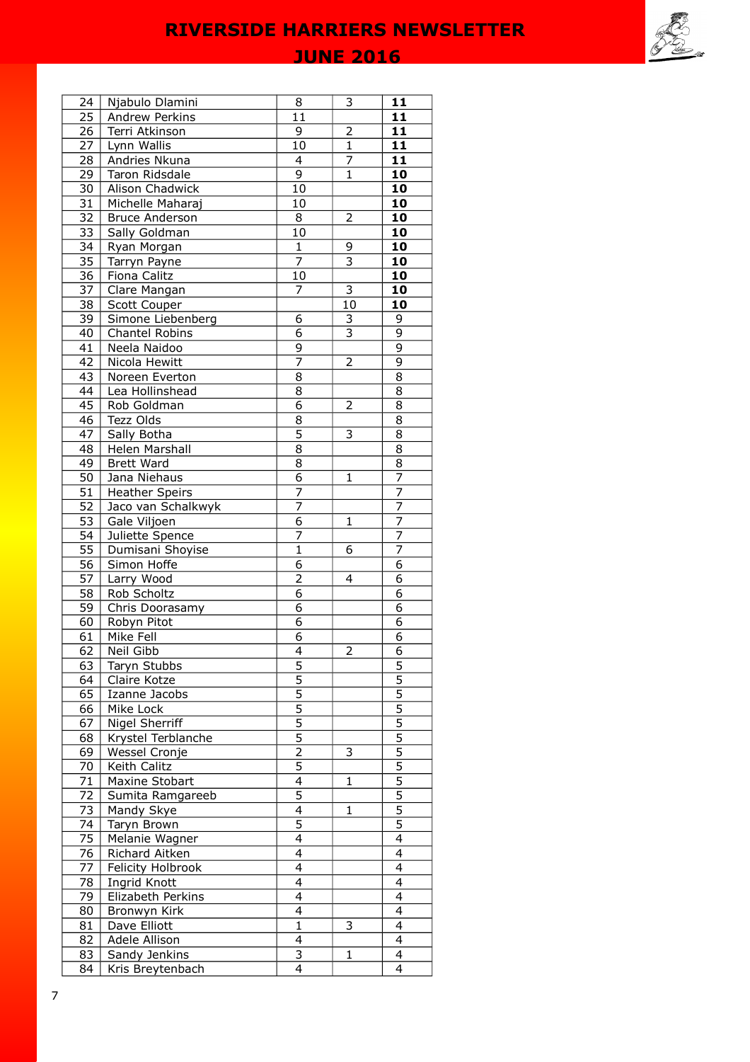| 24 | Njabulo Dlamini | 8 | 3 | **11** |
|---|---|---|---|---|
| 25 | Andrew Perkins | 11 | | **11** |
| 26 | Terri Atkinson | 9 | 2 | **11** |
| 27 | Lynn Wallis | 10 | 1 | **11** |
| 28 | Andries Nkuna | 4 | 7 | **11** |
| 29 | Taron Ridsdale | 9 | 1 | **10** |
| 30 | Alison Chadwick | 10 | | **10** |
| 31 | Michelle Maharaj | 10 | | **10** |
| 32 | Bruce Anderson | 8 | 2 | **10** |
| 33 | Sally Goldman | 10 | | **10** |
| 34 | Ryan Morgan | 1 | 9 | **10** |
| 35 | Tarryn Payne | 7 | 3 | **10** |
| 36 | Fiona Calitz | 10 | | **10** |
| 37 | Clare Mangan | 7 | 3 | **10** |
| 38 | Scott Couper | | 10 | **10** |
| 39 | Simone Liebenberg | 6 | 3 | 9 |
| 40 | Chantel Robins | 6 | 3 | 9 |
| 41 | Neela Naidoo | 9 | | 9 |
| 42 | Nicola Hewitt | 7 | 2 | 9 |
| 43 | Noreen Everton | 8 | | 8 |
| 44 | Lea Hollinshead | 8 | | 8 |
| 45 | Rob Goldman | 6 | 2 | 8 |
| 46 | Tezz Olds | 8 | | 8 |
| 47 | Sally Botha | 5 | 3 | 8 |
| 48 | Helen Marshall | 8 | | 8 |
| 49 | Brett Ward | 8 | | 8 |
| 50 | Jana Niehaus | 6 | 1 | 7 |
| 51 | Heather Speirs | 7 | | 7 |
| 52 | Jaco van Schalkwyk | 7 | | 7 |
| 53 | Gale Viljoen | 6 | 1 | 7 |
| 54 | Juliette Spence | 7 | | 7 |
| 55 | Dumisani Shoyise | 1 | 6 | 7 |
| 56 | Simon Hoffe | 6 | | 6 |
| 57 | Larry Wood | 2 | 4 | 6 |
| 58 | Rob Scholtz | 6 | | 6 |
| 59 | Chris Doorasamy | 6 | | 6 |
| 60 | Robyn Pitot | 6 | | 6 |
| 61 | Mike Fell | 6 | | 6 |
| 62 | Neil Gibb | 4 | 2 | 6 |
| 63 | Taryn Stubbs | 5 | | 5 |
| 64 | Claire Kotze | 5 | | 5 |
| 65 | Izanne Jacobs | 5 | | 5 |
| 66 | Mike Lock | 5 | | 5 |
| 67 | Nigel Sherriff | 5 | | 5 |
| 68 | Krystel Terblanche | 5 | | 5 |
| 69 | Wessel Cronje | 2 | 3 | 5 |
| 70 | Keith Calitz | 5 | | 5 |
| 71 | Maxine Stobart | 4 | 1 | 5 |
| 72 | Sumita Ramgareeb | 5 | | 5 |
| 73 | Mandy Skye | 4 | 1 | 5 |
| 74 | Taryn Brown | 5 | | 5 |
| 75 | Melanie Wagner | 4 | | 4 |
| 76 | Richard Aitken | 4 | | 4 |
| 77 | Felicity Holbrook | 4 | | 4 |
| 78 | Ingrid Knott | 4 | | 4 |
| 79 | Elizabeth Perkins | 4 | | 4 |
| 80 | Bronwyn Kirk | 4 | | 4 |
| 81 | Dave Elliott | 1 | 3 | 4 |
| 82 | Adele Allison | 4 | | 4 |
| 83 | Sandy Jenkins | 3 | 1 | 4 |
| 84 | Kris Breytenbach | 4 | | 4 |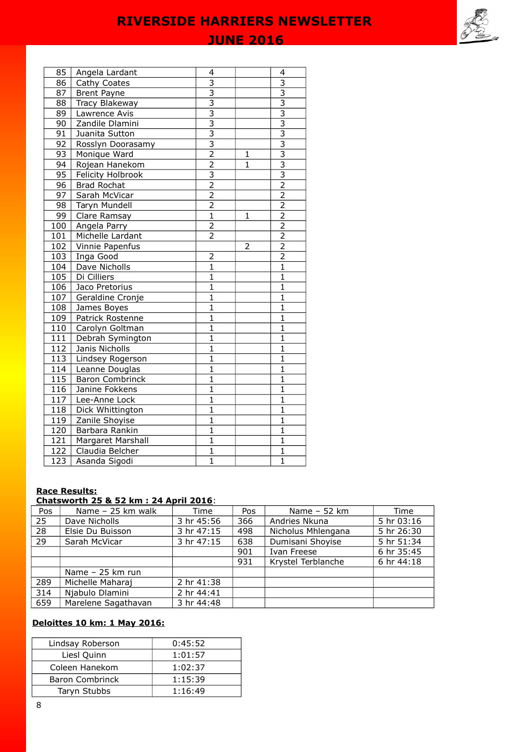| 85 | Angela Lardant | 4 | | 4 |
|---|---|---|---|---|
| 86 | Cathy Coates | 3 | | 3 |
| 87 | Brent Payne | 3 | | 3 |
| 88 | Tracy Blakeway | 3 | | 3 |
| 89 | Lawrence Avis | 3 | | 3 |
| 90 | Zandile Dlamini | 3 | | 3 |
| 91 | Juanita Sutton | 3 | | 3 |
| 92 | Rosslyn Doorasamy | 3 | | 3 |
| 93 | Monique Ward | 2 | 1 | 3 |
| 94 | Rojean Hanekom | 2 | 1 | 3 |
| 95 | Felicity Holbrook | 3 | | 3 |
| 96 | Brad Rochat | 2 | | 2 |
| 97 | Sarah McVicar | 2 | | 2 |
| 98 | Taryn Mundell | 2 | | 2 |
| 99 | Clare Ramsay | 1 | 1 | 2 |
| 100 | Angela Parry | 2 | | 2 |
| 101 | Michelle Lardant | 2 | | 2 |
| 102 | Vinnie Papenfus | | 2 | 2 |
| 103 | Inga Good | 2 | | 2 |
| 104 | Dave Nicholls | 1 | | 1 |
| 105 | Di Cilliers | 1 | | 1 |
| 106 | Jaco Pretorius | 1 | | 1 |
| 107 | Geraldine Cronje | 1 | | 1 |
| 108 | James Boyes | 1 | | 1 |
| 109 | Patrick Rostenne | 1 | | 1 |
| 110 | Carolyn Goltman | 1 | | 1 |
| 111 | Debrah Symington | 1 | | 1 |
| 112 | Janis Nicholls | 1 | | 1 |
| 113 | Lindsey Rogerson | 1 | | 1 |
| 114 | Leanne Douglas | 1 | | 1 |
| 115 | Baron Combrinck | 1 | | 1 |
| 116 | Janine Fokkens | 1 | | 1 |
| 117 | Lee-Anne Lock | 1 | | 1 |
| 118 | Dick Whittington | 1 | | 1 |
| 119 | Zanile Shoyise | 1 | | 1 |
| 120 | Barbara Rankin | 1 | | 1 |
| 121 | Margaret Marshall | 1 | | 1 |
| 122 | Claudia Belcher | 1 | | 1 |
| 123 | Asanda Sigodi | 1 | | 1 |

**Race Results:**

**Chatsworth 25 & 52 km : 24 April 2016**:

| Pos | Name – 25 km walk | Time | Pos | Name – 52 km | Time |
|---|---|---|---|---|---|
| 25 | Dave Nicholls | 3 hr 45:56 | 366 | Andries Nkuna | 5 hr 03:16 |
| 28 | Elsie Du Buisson | 3 hr 47:15 | 498 | Nicholus Mhlengana | 5 hr 26:30 |
| 29 | Sarah McVicar | 3 hr 47:15 | 638 | Dumisani Shoyise | 5 hr 51:34 |
| | | | 901 | Ivan Freese | 6 hr 35:45 |
| | | | 931 | Krystel Terblanche | 6 hr 44:18 |
| | Name – 25 km run | | | | |
| 289 | Michelle Maharaj | 2 hr 41:38 | | | |
| 314 | Njabulo Dlamini | 2 hr 44:41 | | | |
| 659 | Marelene Sagathavan | 3 hr 44:48 | | | |

**Deloittes 10 km: 1 May 2016:**

| Lindsay Roberson | 0:45:52 |
|---|---|
| Liesl Quinn | 1:01:57 |
| Coleen Hanekom | 1:02:37 |
| Baron Combrinck | 1:15:39 |
| Taryn Stubbs | 1:16:49 |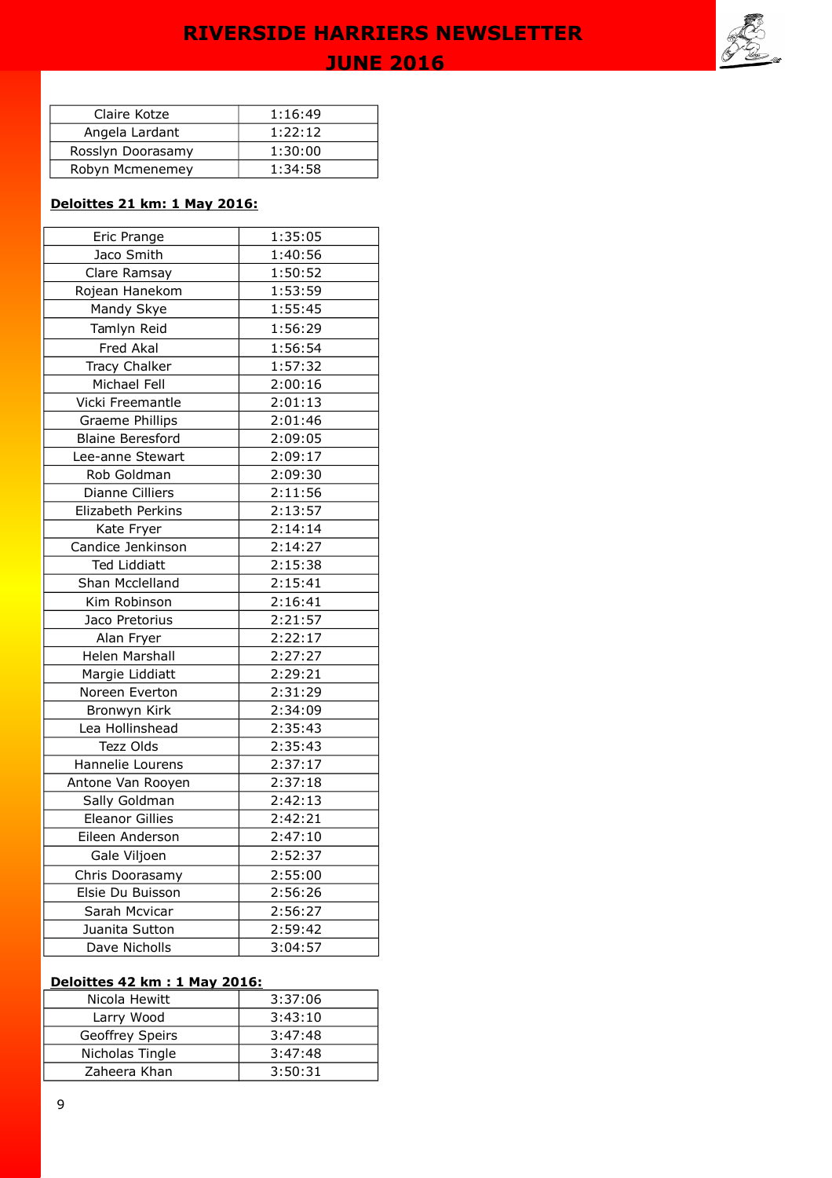| Claire Kotze | 1:16:49 |
|---|---|
| Angela Lardant | 1:22:12 |
| Rosslyn Doorasamy | 1:30:00 |
| Robyn Mcmenemey | 1:34:58 |

**Deloittes 21 km: 1 May 2016:**

| Eric Prange | 1:35:05 |
|---|---|
| Jaco Smith | 1:40:56 |
| Clare Ramsay | 1:50:52 |
| Rojean Hanekom | 1:53:59 |
| Mandy Skye | 1:55:45 |
| Tamlyn Reid | 1:56:29 |
| Fred Akal | 1:56:54 |
| Tracy Chalker | 1:57:32 |
| Michael Fell | 2:00:16 |
| Vicki Freemantle | 2:01:13 |
| Graeme Phillips | 2:01:46 |
| Blaine Beresford | 2:09:05 |
| Lee-anne Stewart | 2:09:17 |
| Rob Goldman | 2:09:30 |
| Dianne Cilliers | 2:11:56 |
| Elizabeth Perkins | 2:13:57 |
| Kate Fryer | 2:14:14 |
| Candice Jenkinson | 2:14:27 |
| Ted Liddiatt | 2:15:38 |
| Shan Mcclelland | 2:15:41 |
| Kim Robinson | 2:16:41 |
| Jaco Pretorius | 2:21:57 |
| Alan Fryer | 2:22:17 |
| Helen Marshall | 2:27:27 |
| Margie Liddiatt | 2:29:21 |
| Noreen Everton | 2:31:29 |
| Bronwyn Kirk | 2:34:09 |
| Lea Hollinshead | 2:35:43 |
| Tezz Olds | 2:35:43 |
| Hannelie Lourens | 2:37:17 |
| Antone Van Rooyen | 2:37:18 |
| Sally Goldman | 2:42:13 |
| Eleanor Gillies | 2:42:21 |
| Eileen Anderson | 2:47:10 |
| Gale Viljoen | 2:52:37 |
| Chris Doorasamy | 2:55:00 |
| Elsie Du Buisson | 2:56:26 |
| Sarah Mcvicar | 2:56:27 |
| Juanita Sutton | 2:59:42 |
| Dave Nicholls | 3:04:57 |

**Deloittes 42 km : 1 May 2016:**

| Nicola Hewitt | 3:37:06 |
|---|---|
| Larry Wood | 3:43:10 |
| Geoffrey Speirs | 3:47:48 |
| Nicholas Tingle | 3:47:48 |
| Zaheera Khan | 3:50:31 |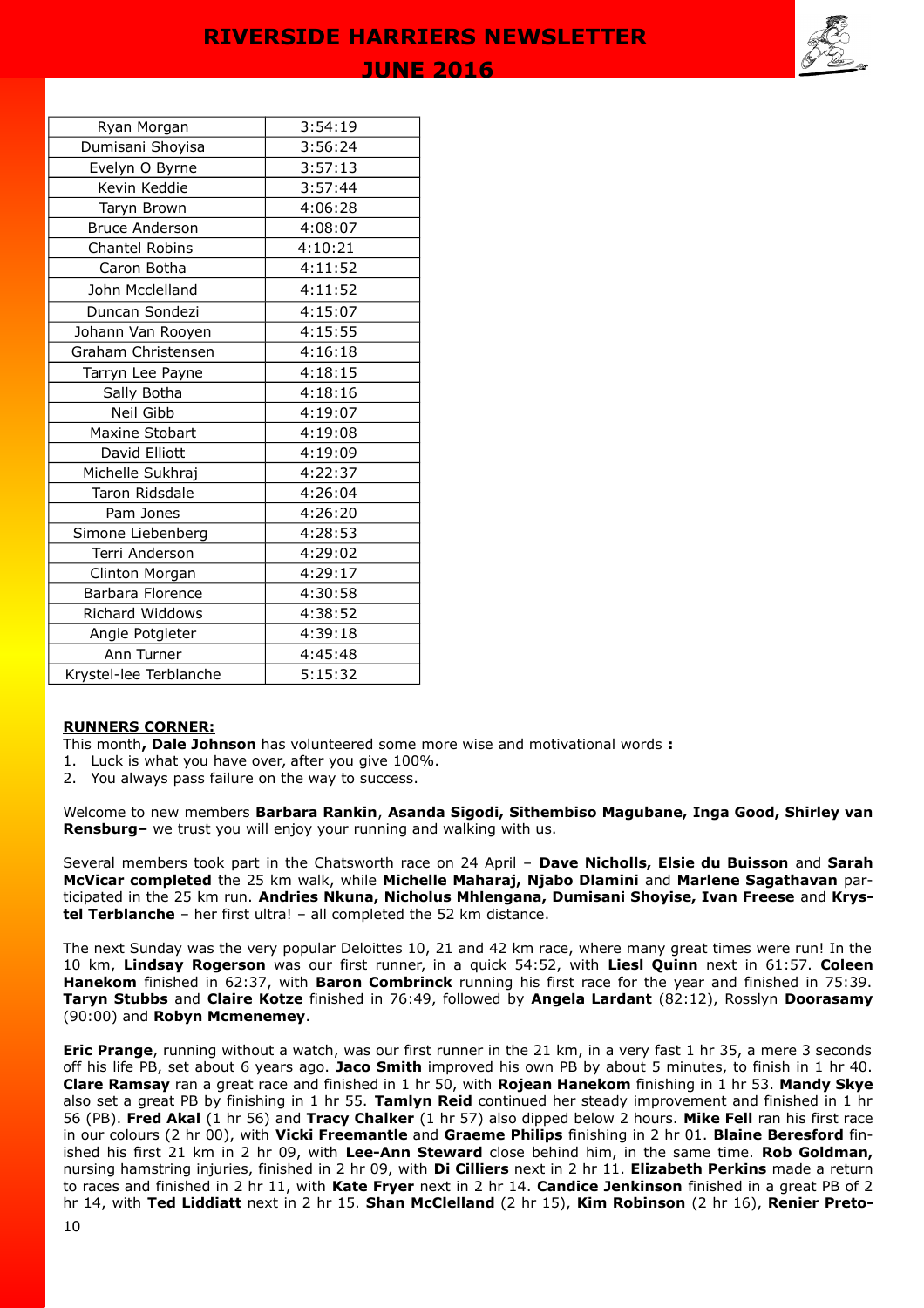| Ryan Morgan | 3:54:19 |
|---|---|
| Dumisani Shoyisa | 3:56:24 |
| Evelyn O Byrne | 3:57:13 |
| Kevin Keddie | 3:57:44 |
| Taryn Brown | 4:06:28 |
| Bruce Anderson | 4:08:07 |
| Chantel Robins | 4:10:21 |
| Caron Botha | 4:11:52 |
| John Mcclelland | 4:11:52 |
| Duncan Sondezi | 4:15:07 |
| Johann Van Rooyen | 4:15:55 |
| Graham Christensen | 4:16:18 |
| Tarryn Lee Payne | 4:18:15 |
| Sally Botha | 4:18:16 |
| Neil Gibb | 4:19:07 |
| Maxine Stobart | 4:19:08 |
| David Elliott | 4:19:09 |
| Michelle Sukhraj | 4:22:37 |
| Taron Ridsdale | 4:26:04 |
| Pam Jones | 4:26:20 |
| Simone Liebenberg | 4:28:53 |
| Terri Anderson | 4:29:02 |
| Clinton Morgan | 4:29:17 |
| Barbara Florence | 4:30:58 |
| Richard Widdows | 4:38:52 |
| Angie Potgieter | 4:39:18 |
| Ann Turner | 4:45:48 |
| Krystel-lee Terblanche | 5:15:32 |

## RUNNERS CORNER:

This month**, Dale Johnson** has volunteered some more wise and motivational words **:**

1. Luck is what you have over, after you give 100%.
2. You always pass failure on the way to success.

Welcome to new members **Barbara Rankin**, **Asanda Sigodi, Sithembiso Magubane, Inga Good, Shirley van Rensburg–** we trust you will enjoy your running and walking with us.

Several members took part in the Chatsworth race on 24 April – **Dave Nicholls, Elsie du Buisson** and **Sarah McVicar completed** the 25 km walk, while **Michelle Maharaj, Njabo Dlamini** and **Marlene Sagathavan** participated in the 25 km run. **Andries Nkuna, Nicholus Mhlengana, Dumisani Shoyise, Ivan Freese** and **Krystel Terblanche** – her first ultra! – all completed the 52 km distance.

The next Sunday was the very popular Deloittes 10, 21 and 42 km race, where many great times were run! In the 10 km, **Lindsay Rogerson** was our first runner, in a quick 54:52, with **Liesl Quinn** next in 61:57. **Coleen Hanekom** finished in 62:37, with **Baron Combrinck** running his first race for the year and finished in 75:39. **Taryn Stubbs** and **Claire Kotze** finished in 76:49, followed by **Angela Lardant** (82:12), Rosslyn **Doorasamy** (90:00) and **Robyn Mcmenemey**.

**Eric Prange**, running without a watch, was our first runner in the 21 km, in a very fast 1 hr 35, a mere 3 seconds off his life PB, set about 6 years ago. **Jaco Smith** improved his own PB by about 5 minutes, to finish in 1 hr 40. **Clare Ramsay** ran a great race and finished in 1 hr 50, with **Rojean Hanekom** finishing in 1 hr 53. **Mandy Skye** also set a great PB by finishing in 1 hr 55. **Tamlyn Reid** continued her steady improvement and finished in 1 hr 56 (PB). **Fred Akal** (1 hr 56) and **Tracy Chalker** (1 hr 57) also dipped below 2 hours. **Mike Fell** ran his first race in our colours (2 hr 00), with **Vicki Freemantle** and **Graeme Philips** finishing in 2 hr 01. **Blaine Beresford** finished his first 21 km in 2 hr 09, with **Lee-Ann Steward** close behind him, in the same time. **Rob Goldman,** nursing hamstring injuries, finished in 2 hr 09, with **Di Cilliers** next in 2 hr 11. **Elizabeth Perkins** made a return to races and finished in 2 hr 11, with **Kate Fryer** next in 2 hr 14. **Candice Jenkinson** finished in a great PB of 2 hr 14, with **Ted Liddiatt** next in 2 hr 15. **Shan McClelland** (2 hr 15), **Kim Robinson** (2 hr 16), **Renier Preto-**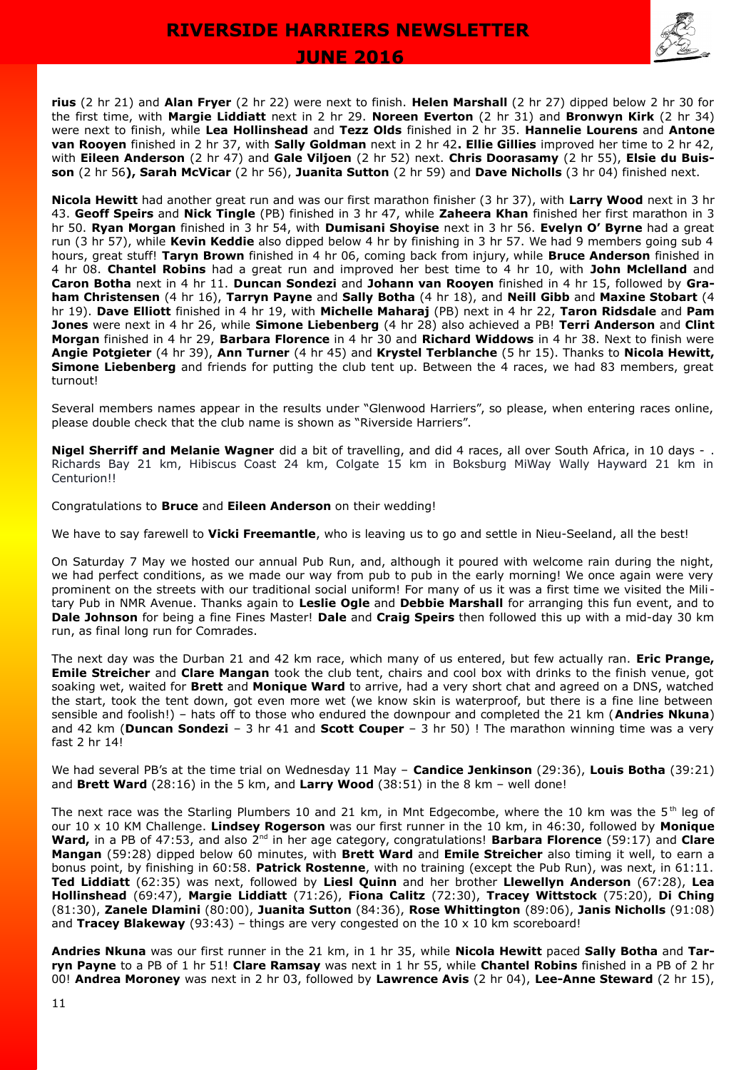**rius** (2 hr 21) and **Alan Fryer** (2 hr 22) were next to finish. **Helen Marshall** (2 hr 27) dipped below 2 hr 30 for the first time, with **Margie Liddiatt** next in 2 hr 29. **Noreen Everton** (2 hr 31) and **Bronwyn Kirk** (2 hr 34) were next to finish, while **Lea Hollinshead** and **Tezz Olds** finished in 2 hr 35. **Hannelie Lourens** and **Antone van Rooyen** finished in 2 hr 37, with **Sally Goldman** next in 2 hr 42**. Ellie Gillies** improved her time to 2 hr 42, with **Eileen Anderson** (2 hr 47) and **Gale Viljoen** (2 hr 52) next. **Chris Doorasamy** (2 hr 55), **Elsie du Buisson** (2 hr 56**), Sarah McVicar** (2 hr 56), **Juanita Sutton** (2 hr 59) and **Dave Nicholls** (3 hr 04) finished next.

**Nicola Hewitt** had another great run and was our first marathon finisher (3 hr 37), with **Larry Wood** next in 3 hr 43. **Geoff Speirs** and **Nick Tingle** (PB) finished in 3 hr 47, while **Zaheera Khan** finished her first marathon in 3 hr 50. **Ryan Morgan** finished in 3 hr 54, with **Dumisani Shoyise** next in 3 hr 56. **Evelyn O' Byrne** had a great run (3 hr 57), while **Kevin Keddie** also dipped below 4 hr by finishing in 3 hr 57. We had 9 members going sub 4 hours, great stuff! **Taryn Brown** finished in 4 hr 06, coming back from injury, while **Bruce Anderson** finished in 4 hr 08. **Chantel Robins** had a great run and improved her best time to 4 hr 10, with **John Mclelland** and **Caron Botha** next in 4 hr 11. **Duncan Sondezi** and **Johann van Rooyen** finished in 4 hr 15, followed by **Graham Christensen** (4 hr 16), **Tarryn Payne** and **Sally Botha** (4 hr 18), and **Neill Gibb** and **Maxine Stobart** (4 hr 19). **Dave Elliott** finished in 4 hr 19, with **Michelle Maharaj** (PB) next in 4 hr 22, **Taron Ridsdale** and **Pam Jones** were next in 4 hr 26, while **Simone Liebenberg** (4 hr 28) also achieved a PB! **Terri Anderson** and **Clint Morgan** finished in 4 hr 29, **Barbara Florence** in 4 hr 30 and **Richard Widdows** in 4 hr 38. Next to finish were **Angie Potgieter** (4 hr 39), **Ann Turner** (4 hr 45) and **Krystel Terblanche** (5 hr 15). Thanks to **Nicola Hewitt, Simone Liebenberg** and friends for putting the club tent up. Between the 4 races, we had 83 members, great turnout!

Several members names appear in the results under "Glenwood Harriers", so please, when entering races online, please double check that the club name is shown as "Riverside Harriers".

**Nigel Sherriff and Melanie Wagner** did a bit of travelling, and did 4 races, all over South Africa, in 10 days - . Richards Bay 21 km, Hibiscus Coast 24 km, Colgate 15 km in Boksburg MiWay Wally Hayward 21 km in Centurion!!

Congratulations to **Bruce** and **Eileen Anderson** on their wedding!

We have to say farewell to **Vicki Freemantle**, who is leaving us to go and settle in Nieu-Seeland, all the best!

On Saturday 7 May we hosted our annual Pub Run, and, although it poured with welcome rain during the night, we had perfect conditions, as we made our way from pub to pub in the early morning! We once again were very prominent on the streets with our traditional social uniform! For many of us it was a first time we visited the Military Pub in NMR Avenue. Thanks again to **Leslie Ogle** and **Debbie Marshall** for arranging this fun event, and to **Dale Johnson** for being a fine Fines Master! **Dale** and **Craig Speirs** then followed this up with a mid-day 30 km run, as final long run for Comrades.

The next day was the Durban 21 and 42 km race, which many of us entered, but few actually ran. **Eric Prange, Emile Streicher** and **Clare Mangan** took the club tent, chairs and cool box with drinks to the finish venue, got soaking wet, waited for **Brett** and **Monique Ward** to arrive, had a very short chat and agreed on a DNS, watched the start, took the tent down, got even more wet (we know skin is waterproof, but there is a fine line between sensible and foolish!) – hats off to those who endured the downpour and completed the 21 km (**Andries Nkuna**) and 42 km (**Duncan Sondezi** – 3 hr 41 and **Scott Couper** – 3 hr 50) ! The marathon winning time was a very fast 2 hr 14!

We had several PB's at the time trial on Wednesday 11 May – **Candice Jenkinson** (29:36), **Louis Botha** (39:21) and **Brett Ward** (28:16) in the 5 km, and **Larry Wood** (38:51) in the 8 km – well done!

The next race was the Starling Plumbers 10 and 21 km, in Mnt Edgecombe, where the 10 km was the 5th leg of our 10 x 10 KM Challenge. **Lindsey Rogerson** was our first runner in the 10 km, in 46:30, followed by **Monique Ward,** in a PB of 47:53, and also 2nd in her age category, congratulations! **Barbara Florence** (59:17) and **Clare Mangan** (59:28) dipped below 60 minutes, with **Brett Ward** and **Emile Streicher** also timing it well, to earn a bonus point, by finishing in 60:58. **Patrick Rostenne**, with no training (except the Pub Run), was next, in 61:11. **Ted Liddiatt** (62:35) was next, followed by **Liesl Quinn** and her brother **Llewellyn Anderson** (67:28), **Lea Hollinshead** (69:47), **Margie Liddiatt** (71:26), **Fiona Calitz** (72:30), **Tracey Wittstock** (75:20), **Di Ching** (81:30), **Zanele Dlamini** (80:00), **Juanita Sutton** (84:36), **Rose Whittington** (89:06), **Janis Nicholls** (91:08) and **Tracey Blakeway** (93:43) – things are very congested on the 10 x 10 km scoreboard!

**Andries Nkuna** was our first runner in the 21 km, in 1 hr 35, while **Nicola Hewitt** paced **Sally Botha** and **Tarryn Payne** to a PB of 1 hr 51! **Clare Ramsay** was next in 1 hr 55, while **Chantel Robins** finished in a PB of 2 hr 00! **Andrea Moroney** was next in 2 hr 03, followed by **Lawrence Avis** (2 hr 04), **Lee-Anne Steward** (2 hr 15),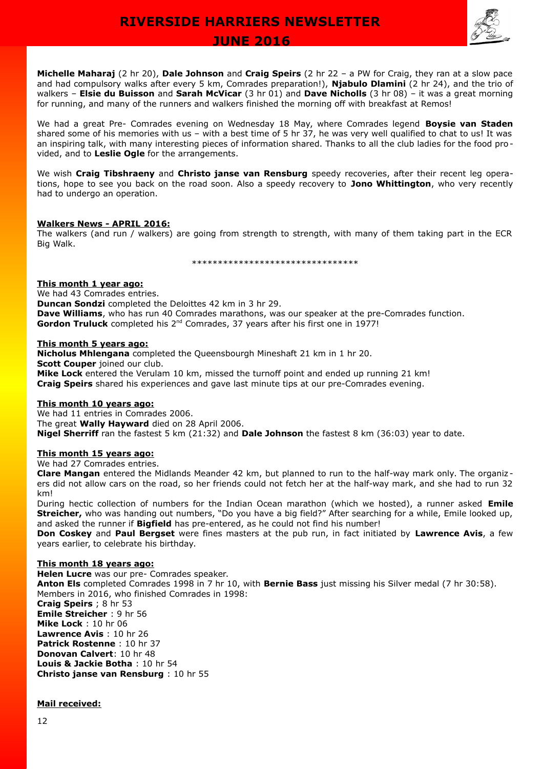**Michelle Maharaj** (2 hr 20), **Dale Johnson** and **Craig Speirs** (2 hr 22 – a PW for Craig, they ran at a slow pace and had compulsory walks after every 5 km, Comrades preparation!), **Njabulo Dlamini** (2 hr 24), and the trio of walkers – **Elsie du Buisson** and **Sarah McVicar** (3 hr 01) and **Dave Nicholls** (3 hr 08) – it was a great morning for running, and many of the runners and walkers finished the morning off with breakfast at Remos!

We had a great Pre- Comrades evening on Wednesday 18 May, where Comrades legend **Boysie van Staden** shared some of his memories with us – with a best time of 5 hr 37, he was very well qualified to chat to us! It was an inspiring talk, with many interesting pieces of information shared. Thanks to all the club ladies for the food provided, and to **Leslie Ogle** for the arrangements.

We wish **Craig Tibshraeny** and **Christo janse van Rensburg** speedy recoveries, after their recent leg operations, hope to see you back on the road soon. Also a speedy recovery to **Jono Whittington**, who very recently had to undergo an operation.

**Walkers News - APRIL 2016:**

The walkers (and run / walkers) are going from strength to strength, with many of them taking part in the ECR Big Walk.

********************************

**This month 1 year ago:**

We had 43 Comrades entries.
**Duncan Sondzi** completed the Deloittes 42 km in 3 hr 29.
**Dave Williams**, who has run 40 Comrades marathons, was our speaker at the pre-Comrades function.
**Gordon Truluck** completed his 2nd Comrades, 37 years after his first one in 1977!

**This month 5 years ago:**

**Nicholus Mhlengana** completed the Queensbourgh Mineshaft 21 km in 1 hr 20.
**Scott Couper** joined our club.
**Mike Lock** entered the Verulam 10 km, missed the turnoff point and ended up running 21 km!
**Craig Speirs** shared his experiences and gave last minute tips at our pre-Comrades evening.

**This month 10 years ago:**

We had 11 entries in Comrades 2006.
The great **Wally Hayward** died on 28 April 2006.
**Nigel Sherriff** ran the fastest 5 km (21:32) and **Dale Johnson** the fastest 8 km (36:03) year to date.

**This month 15 years ago:**

We had 27 Comrades entries.
**Clare Mangan** entered the Midlands Meander 42 km, but planned to run to the half-way mark only. The organizers did not allow cars on the road, so her friends could not fetch her at the half-way mark, and she had to run 32 km!

During hectic collection of numbers for the Indian Ocean marathon (which we hosted), a runner asked **Emile Streicher,** who was handing out numbers, "Do you have a big field?" After searching for a while, Emile looked up, and asked the runner if **Bigfield** has pre-entered, as he could not find his number!

**Don Coskey** and **Paul Bergset** were fines masters at the pub run, in fact initiated by **Lawrence Avis**, a few years earlier, to celebrate his birthday.

**This month 18 years ago:**

**Helen Lucre** was our pre- Comrades speaker.
**Anton Els** completed Comrades 1998 in 7 hr 10, with **Bernie Bass** just missing his Silver medal (7 hr 30:58).
Members in 2016, who finished Comrades in 1998:
**Craig Speirs** ; 8 hr 53
**Emile Streicher** : 9 hr 56
**Mike Lock** : 10 hr 06
**Lawrence Avis** : 10 hr 26
**Patrick Rostenne** : 10 hr 37
**Donovan Calvert**: 10 hr 48
**Louis & Jackie Botha** : 10 hr 54
**Christo janse van Rensburg** : 10 hr 55

**Mail received:**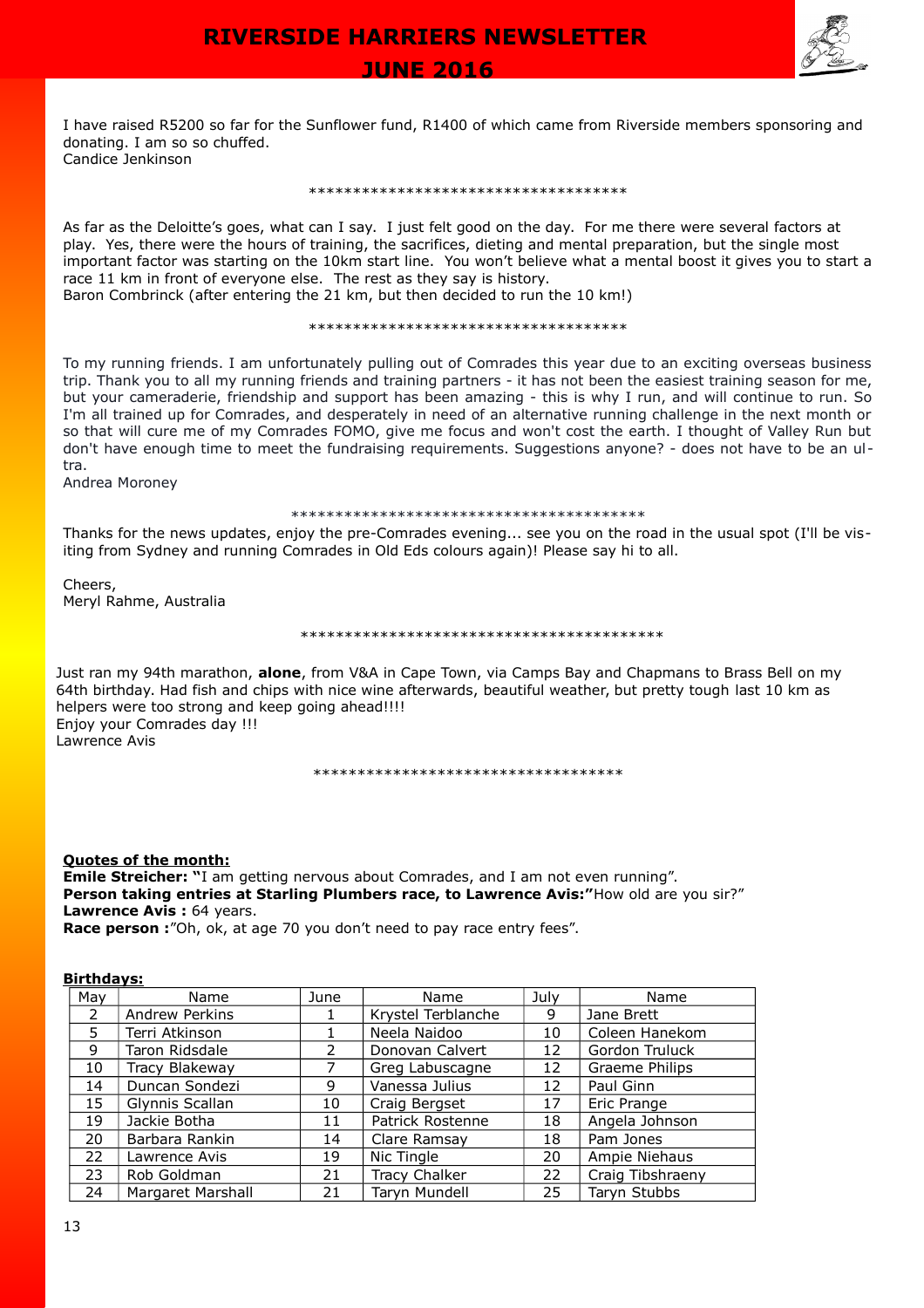I have raised R5200 so far for the Sunflower fund, R1400 of which came from Riverside members sponsoring and donating. I am so so chuffed.
Candice Jenkinson

************************************

As far as the Deloitte's goes, what can I say. I just felt good on the day. For me there were several factors at play. Yes, there were the hours of training, the sacrifices, dieting and mental preparation, but the single most important factor was starting on the 10km start line. You won't believe what a mental boost it gives you to start a race 11 km in front of everyone else. The rest as they say is history.
Baron Combrinck (after entering the 21 km, but then decided to run the 10 km!)

************************************

To my running friends. I am unfortunately pulling out of Comrades this year due to an exciting overseas business trip. Thank you to all my running friends and training partners - it has not been the easiest training season for me, but your cameraderie, friendship and support has been amazing - this is why I run, and will continue to run. So I'm all trained up for Comrades, and desperately in need of an alternative running challenge in the next month or so that will cure me of my Comrades FOMO, give me focus and won't cost the earth. I thought of Valley Run but don't have enough time to meet the fundraising requirements. Suggestions anyone? - does not have to be an ultra.
Andrea Moroney

*****************************************

Thanks for the news updates, enjoy the pre-Comrades evening... see you on the road in the usual spot (I'll be visiting from Sydney and running Comrades in Old Eds colours again)! Please say hi to all.

Cheers,
Meryl Rahme, Australia

*****************************************

Just ran my 94th marathon, **alone**, from V&A in Cape Town, via Camps Bay and Chapmans to Brass Bell on my 64th birthday. Had fish and chips with nice wine afterwards, beautiful weather, but pretty tough last 10 km as helpers were too strong and keep going ahead!!!!
Enjoy your Comrades day !!!
Lawrence Avis

************************************

**Quotes of the month:**
**Emile Streicher: "**I am getting nervous about Comrades, and I am not even running".
**Person taking entries at Starling Plumbers race, to Lawrence Avis:"**How old are you sir?"
**Lawrence Avis :** 64 years.
**Race person :**"Oh, ok, at age 70 you don't need to pay race entry fees".

**Birthdays:**

| May | Name | June | Name | July | Name |
|---|---|---|---|---|---|
| 2 | Andrew Perkins | 1 | Krystel Terblanche | 9 | Jane Brett |
| 5 | Terri Atkinson | 1 | Neela Naidoo | 10 | Coleen Hanekom |
| 9 | Taron Ridsdale | 2 | Donovan Calvert | 12 | Gordon Truluck |
| 10 | Tracy Blakeway | 7 | Greg Labuscagne | 12 | Graeme Philips |
| 14 | Duncan Sondezi | 9 | Vanessa Julius | 12 | Paul Ginn |
| 15 | Glynnis Scallan | 10 | Craig Bergset | 17 | Eric Prange |
| 19 | Jackie Botha | 11 | Patrick Rostenne | 18 | Angela Johnson |
| 20 | Barbara Rankin | 14 | Clare Ramsay | 18 | Pam Jones |
| 22 | Lawrence Avis | 19 | Nic Tingle | 20 | Ampie Niehaus |
| 23 | Rob Goldman | 21 | Tracy Chalker | 22 | Craig Tibshraeny |
| 24 | Margaret Marshall | 21 | Taryn Mundell | 25 | Taryn Stubbs |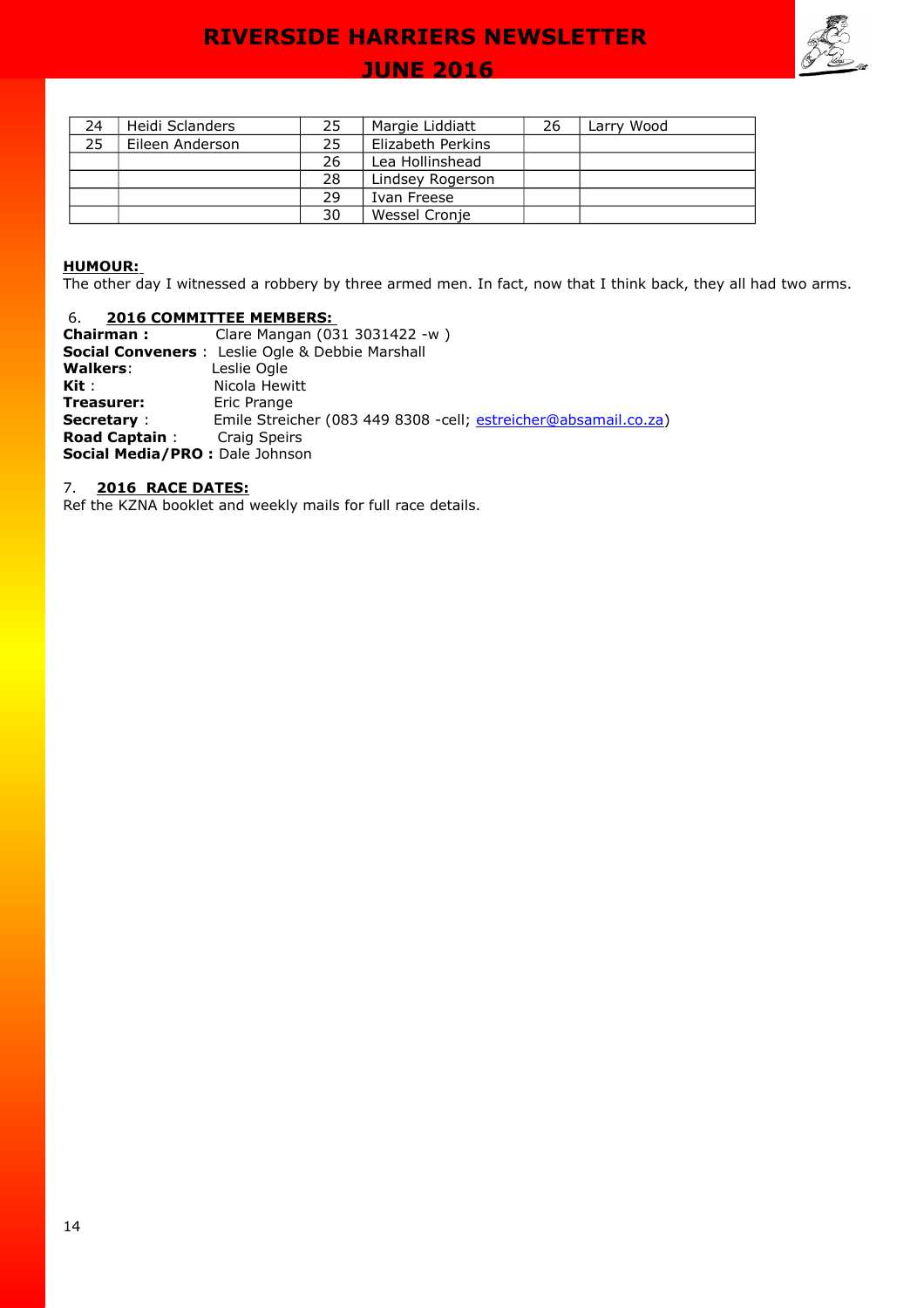| 24 | Heidi Sclanders | 25 | Margie Liddiatt | 26 | Larry Wood |
|---|---|---|---|---|---|
| 25 | Eileen Anderson | 25 | Elizabeth Perkins | | |
| | | 26 | Lea Hollinshead | | |
| | | 28 | Lindsey Rogerson | | |
| | | 29 | Ivan Freese | | |
| | | 30 | Wessel Cronje | | |

**HUMOUR:**

The other day I witnessed a robbery by three armed men. In fact, now that I think back, they all had two arms.

## 6. 2016 COMMITTEE MEMBERS:

**Chairman :** Clare Mangan (031 3031422 -w )
**Social Conveners** : Leslie Ogle & Debbie Marshall
**Walkers**: Leslie Ogle
**Kit** : Nicola Hewitt
**Treasurer:** Eric Prange
**Secretary** : Emile Streicher (083 449 8308 -cell; estreicher@absamail.co.za)
**Road Captain** : Craig Speirs
**Social Media/PRO :** Dale Johnson

## 7. 2016 RACE DATES:

Ref the KZNA booklet and weekly mails for full race details.